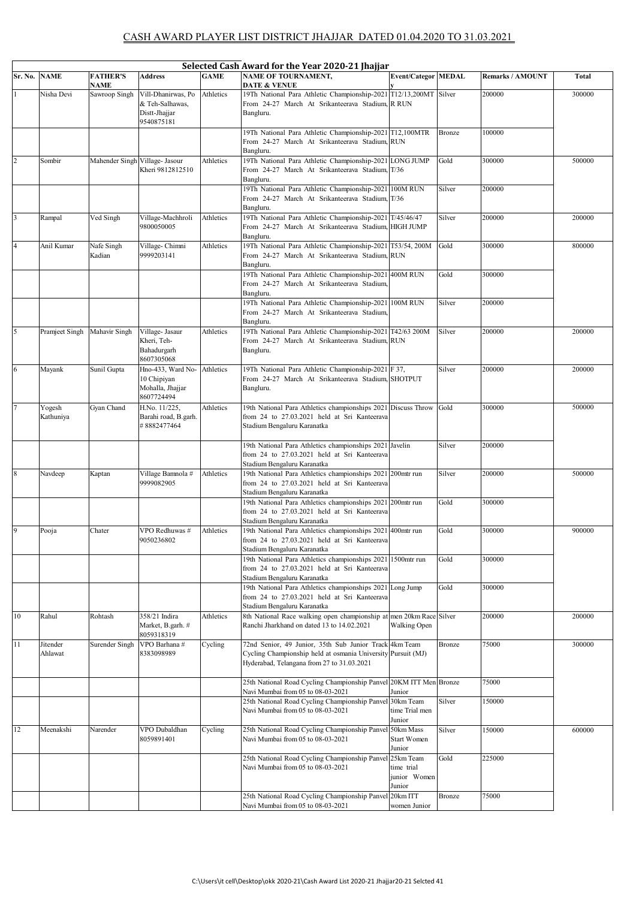# CASH AWARD PLAYER LIST DISTRICT JHAJJAR DATED 01.04.2020 TO 31.03.2021

## Selected Cash Award for the Year 2020-21 Jhajjar

| Sr. No. | NAME | FATHER'S NAME | Address | GAME | NAME OF TOURNAMENT, DATE & VENUE | Event/Category | MEDAL | Remarks / AMOUNT | Total |
|---|---|---|---|---|---|---|---|---|---|
| 1 | Nisha Devi | Sawroop Singh | Vill-Dhanirwas, Po & Teh-Salhawas, Distt-Jhajjar 9540875181 | Athletics | 19Th National Para Athletic Championship-2021 From 24-27 March At Srikanteerava Stadium, Bangluru. | T12/13,200MT R RUN | Silver | 200000 | 300000 |
| | | | | | 19Th National Para Athletic Championship-2021 From 24-27 March At Srikanteerava Stadium, Bangluru. | T12,100MTR RUN | Bronze | 100000 | |
| 2 | Sombir | Mahender Singh | Village- Jasour Kheri 9812812510 | Athletics | 19Th National Para Athletic Championship-2021 From 24-27 March At Srikanteerava Stadium, Bangluru. | LONG JUMP T/36 | Gold | 300000 | 500000 |
| | | | | | 19Th National Para Athletic Championship-2021 From 24-27 March At Srikanteerava Stadium, Bangluru. | 100M RUN T/36 | Silver | 200000 | |
| 3 | Rampal | Ved Singh | Village-Machhroli 9800050005 | Athletics | 19Th National Para Athletic Championship-2021 From 24-27 March At Srikanteerava Stadium, Bangluru. | T/45/46/47 HIGH JUMP | Silver | 200000 | 200000 |
| 4 | Anil Kumar | Nafe Singh Kadian | Village- Chimni 9999203141 | Athletics | 19Th National Para Athletic Championship-2021 From 24-27 March At Srikanteerava Stadium, Bangluru. | T53/54, 200M RUN | Gold | 300000 | 800000 |
| | | | | | 19Th National Para Athletic Championship-2021 From 24-27 March At Srikanteerava Stadium, Bangluru. | 400M RUN | Gold | 300000 | |
| | | | | | 19Th National Para Athletic Championship-2021 From 24-27 March At Srikanteerava Stadium, Bangluru. | 100M RUN | Silver | 200000 | |
| 5 | Pramjeet Singh | Mahavir Singh | Village- Jasaur Kheri, Teh-Bahadurgarh 8607305068 | Athletics | 19Th National Para Athletic Championship-2021 From 24-27 March At Srikanteerava Stadium, Bangluru. | T42/63 200M RUN | Silver | 200000 | 200000 |
| 6 | Mayank | Sunil Gupta | Hno-433, Ward No-10 Chipiyan Mohalla, Jhajjar 8607724494 | Athletics | 19Th National Para Athletic Championship-2021 From 24-27 March At Srikanteerava Stadium, Bangluru. | F 37, SHOTPUT | Silver | 200000 | 200000 |
| 7 | Yogesh Kathuniya | Gyan Chand | H.No. 11/225, Barahi road, B.garh. # 8882477464 | Athletics | 19th National Para Athletics championships 2021 from 24 to 27.03.2021 held at Sri Kanteerava Stadium Bengaluru Karanatka | Discuss Throw | Gold | 300000 | 500000 |
| | | | | | 19th National Para Athletics championships 2021 from 24 to 27.03.2021 held at Sri Kanteerava Stadium Bengaluru Karanatka | Javelin | Silver | 200000 | |
| 8 | Navdeep | Kaptan | Village Bamnola # 9999082905 | Athletics | 19th National Para Athletics championships 2021 from 24 to 27.03.2021 held at Sri Kanteerava Stadium Bengaluru Karanatka | 200mtr run | Silver | 200000 | 500000 |
| | | | | | 19th National Para Athletics championships 2021 from 24 to 27.03.2021 held at Sri Kanteerava Stadium Bengaluru Karanatka | 200mtr run | Gold | 300000 | |
| 9 | Pooja | Chater | VPO Redhuwas # 9050236802 | Athletics | 19th National Para Athletics championships 2021 from 24 to 27.03.2021 held at Sri Kanteerava Stadium Bengaluru Karanatka | 400mtr run | Gold | 300000 | 900000 |
| | | | | | 19th National Para Athletics championships 2021 from 24 to 27.03.2021 held at Sri Kanteerava Stadium Bengaluru Karanatka | 1500mtr run | Gold | 300000 | |
| | | | | | 19th National Para Athletics championships 2021 from 24 to 27.03.2021 held at Sri Kanteerava Stadium Bengaluru Karanatka | Long Jump | Gold | 300000 | |
| 10 | Rahul | Rohtash | 358/21 Indira Market, B.garh. # 8059318319 | Athletics | 8th National Race walking open championship at Ranchi Jharkhand on dated 13 to 14.02.2021 | men 20km Race Walking Open | Silver | 200000 | 200000 |
| 11 | Jitender Ahlawat | Surender Singh | VPO Barhana # 8383098989 | Cycling | 72nd Senior, 49 Junior, 35th Sub Junior Track Cycling Championship held at osmania University Hyderabad, Telangana from 27 to 31.03.2021 | 4km Team Pursuit (MJ) | Bronze | 75000 | 300000 |
| | | | | | 25th National Road Cycling Championship Panvel Navi Mumbai from 05 to 08-03-2021 | 20KM ITT Men Junior | Bronze | 75000 | |
| | | | | | 25th National Road Cycling Championship Panvel Navi Mumbai from 05 to 08-03-2021 | 30km Team time Trial men Junior | Silver | 150000 | |
| 12 | Meenakshi | Narender | VPO Dubaldhan 8059891401 | Cycling | 25th National Road Cycling Championship Panvel Navi Mumbai from 05 to 08-03-2021 | 50km Mass Start Women Junior | Silver | 150000 | 600000 |
| | | | | | 25th National Road Cycling Championship Panvel Navi Mumbai from 05 to 08-03-2021 | 25km Team time trial junior Women Junior | Gold | 225000 | |
| | | | | | 25th National Road Cycling Championship Panvel Navi Mumbai from 05 to 08-03-2021 | 20km ITT women Junior | Bronze | 75000 | |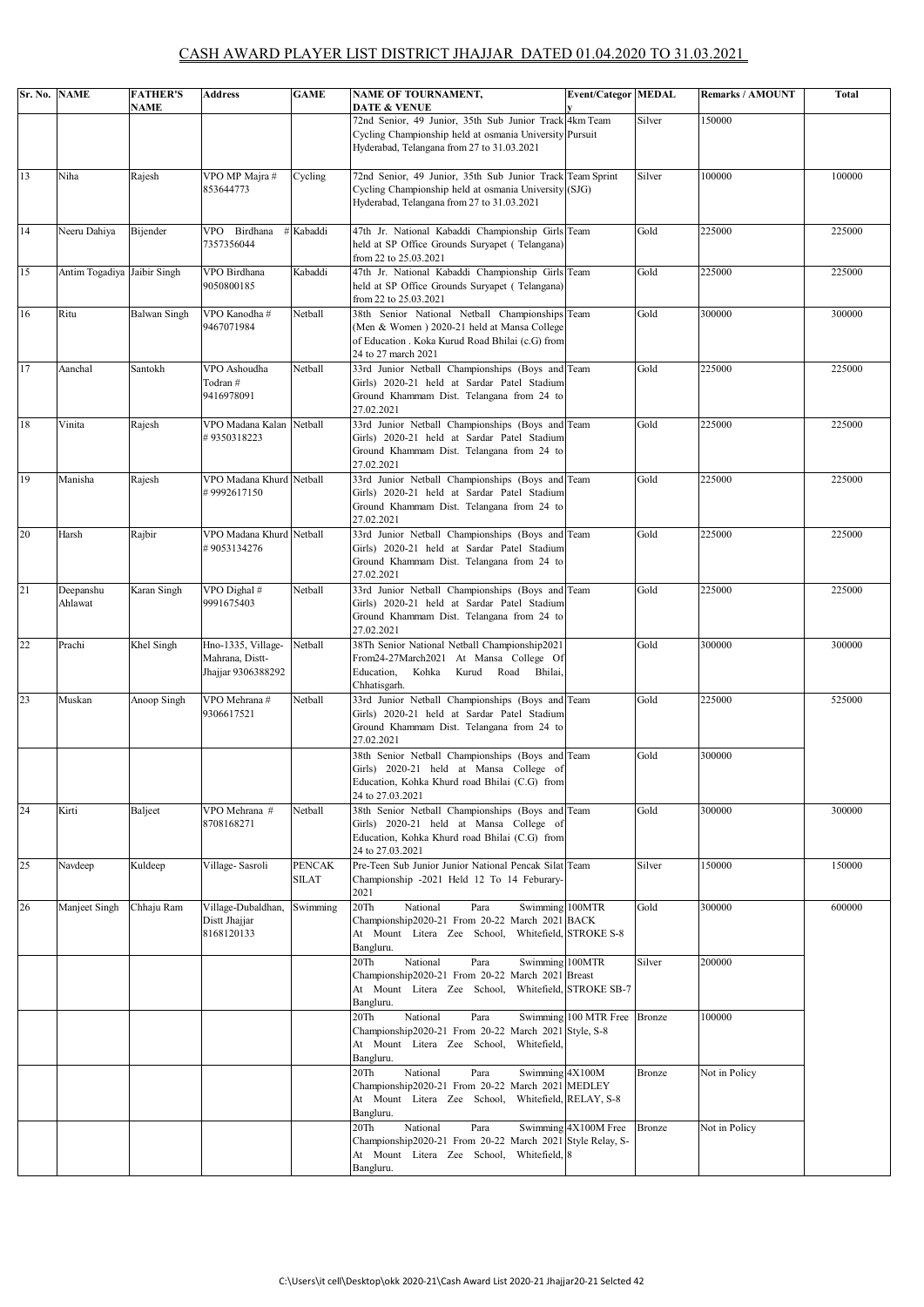# CASH AWARD PLAYER LIST DISTRICT JHAJJAR DATED 01.04.2020 TO 31.03.2021

| Sr. No. | NAME | FATHER'S NAME | Address | GAME | NAME OF TOURNAMENT, DATE & VENUE | Event/Category | MEDAL | Remarks / AMOUNT | Total |
|---|---|---|---|---|---|---|---|---|---|
| | | | | | 72nd Senior, 49 Junior, 35th Sub Junior Track Cycling Championship held at osmania University Hyderabad, Telangana from 27 to 31.03.2021 | 4km Team Pursuit | Silver | 150000 | |
| 13 | Niha | Rajesh | VPO MP Majra # 853644773 | Cycling | 72nd Senior, 49 Junior, 35th Sub Junior Track Cycling Championship held at osmania University Hyderabad, Telangana from 27 to 31.03.2021 | Team Sprint (SJG) | Silver | 100000 | 100000 |
| 14 | Neeru Dahiya | Bijender | VPO Birdhana # 7357356044 | Kabaddi | 47th Jr. National Kabaddi Championship Girls held at SP Office Grounds Suryapet ( Telangana) from 22 to 25.03.2021 | Team | Gold | 225000 | 225000 |
| 15 | Antim Togadiya | Jaibir Singh | VPO Birdhana 9050800185 | Kabaddi | 47th Jr. National Kabaddi Championship Girls held at SP Office Grounds Suryapet ( Telangana) from 22 to 25.03.2021 | Team | Gold | 225000 | 225000 |
| 16 | Ritu | Balwan Singh | VPO Kanodha # 9467071984 | Netball | 38th Senior National Netball Championships (Men & Women ) 2020-21 held at Mansa College of Education . Koka Kurud Road Bhilai (c.G) from 24 to 27 march 2021 | Team | Gold | 300000 | 300000 |
| 17 | Aanchal | Santokh | VPO Ashoudha Todran # 9416978091 | Netball | 33rd Junior Netball Championships (Boys and Girls) 2020-21 held at Sardar Patel Stadium Ground Khammam Dist. Telangana from 24 to 27.02.2021 | Team | Gold | 225000 | 225000 |
| 18 | Vinita | Rajesh | VPO Madana Kalan # 9350318223 | Netball | 33rd Junior Netball Championships (Boys and Girls) 2020-21 held at Sardar Patel Stadium Ground Khammam Dist. Telangana from 24 to 27.02.2021 | Team | Gold | 225000 | 225000 |
| 19 | Manisha | Rajesh | VPO Madana Khurd # 9992617150 | Netball | 33rd Junior Netball Championships (Boys and Girls) 2020-21 held at Sardar Patel Stadium Ground Khammam Dist. Telangana from 24 to 27.02.2021 | Team | Gold | 225000 | 225000 |
| 20 | Harsh | Rajbir | VPO Madana Khurd # 9053134276 | Netball | 33rd Junior Netball Championships (Boys and Girls) 2020-21 held at Sardar Patel Stadium Ground Khammam Dist. Telangana from 24 to 27.02.2021 | Team | Gold | 225000 | 225000 |
| 21 | Deepanshu Ahlawat | Karan Singh | VPO Dighal # 9991675403 | Netball | 33rd Junior Netball Championships (Boys and Girls) 2020-21 held at Sardar Patel Stadium Ground Khammam Dist. Telangana from 24 to 27.02.2021 | Team | Gold | 225000 | 225000 |
| 22 | Prachi | Khel Singh | Hno-1335, Village-Mahrana, Distt-Jhajjar 9306388292 | Netball | 38Th Senior National Netball Championship2021 From24-27March2021 At Mansa College Of Education, Kohka Kurud Road Bhilai, Chhatisgarh. | | Gold | 300000 | 300000 |
| 23 | Muskan | Anoop Singh | VPO Mehrana # 9306617521 | Netball | 33rd Junior Netball Championships (Boys and Girls) 2020-21 held at Sardar Patel Stadium Ground Khammam Dist. Telangana from 24 to 27.02.2021 | Team | Gold | 225000 | 525000 |
| | | | | | 38th Senior Netball Championships (Boys and Girls) 2020-21 held at Mansa College of Education, Kohka Khurd road Bhilai (C.G) from 24 to 27.03.2021 | Team | Gold | 300000 | |
| 24 | Kirti | Baljeet | VPO Mehrana # 8708168271 | Netball | 38th Senior Netball Championships (Boys and Girls) 2020-21 held at Mansa College of Education, Kohka Khurd road Bhilai (C.G) from 24 to 27.03.2021 | Team | Gold | 300000 | 300000 |
| 25 | Navdeep | Kuldeep | Village- Sasroli | PENCAK SILAT | Pre-Teen Sub Junior Junior National Pencak Silat Championship -2021 Held 12 To 14 Feburary-2021 | Team | Silver | 150000 | 150000 |
| 26 | Manjeet Singh | Chhaju Ram | Village-Dubaldhan, Distt Jhajjar 8168120133 | Swimming | 20Th National Para Swimming Championship2020-21 From 20-22 March 2021 At Mount Litera Zee School, Whitefield, Bangluru. | 100MTR BACK STROKE S-8 | Gold | 300000 | 600000 |
| | | | | | 20Th National Para Swimming Championship2020-21 From 20-22 March 2021 At Mount Litera Zee School, Whitefield, Bangluru. | 100MTR Breast STROKE SB-7 | Silver | 200000 | |
| | | | | | 20Th National Para Swimming Championship2020-21 From 20-22 March 2021 At Mount Litera Zee School, Whitefield, Bangluru. | 100 MTR Free Style, S-8 | Bronze | 100000 | |
| | | | | | 20Th National Para Swimming Championship2020-21 From 20-22 March 2021 At Mount Litera Zee School, Whitefield, Bangluru. | 4X100M MEDLEY RELAY, S-8 | Bronze | Not in Policy | |
| | | | | | 20Th National Para Swimming Championship2020-21 From 20-22 March 2021 At Mount Litera Zee School, Whitefield, Bangluru. | 4X100M Free Style Relay, S-8 | Bronze | Not in Policy | |

C:\Users\it cell\Desktop\okk 2020-21\Cash Award List 2020-21 Jhajjar20-21 Selcted 42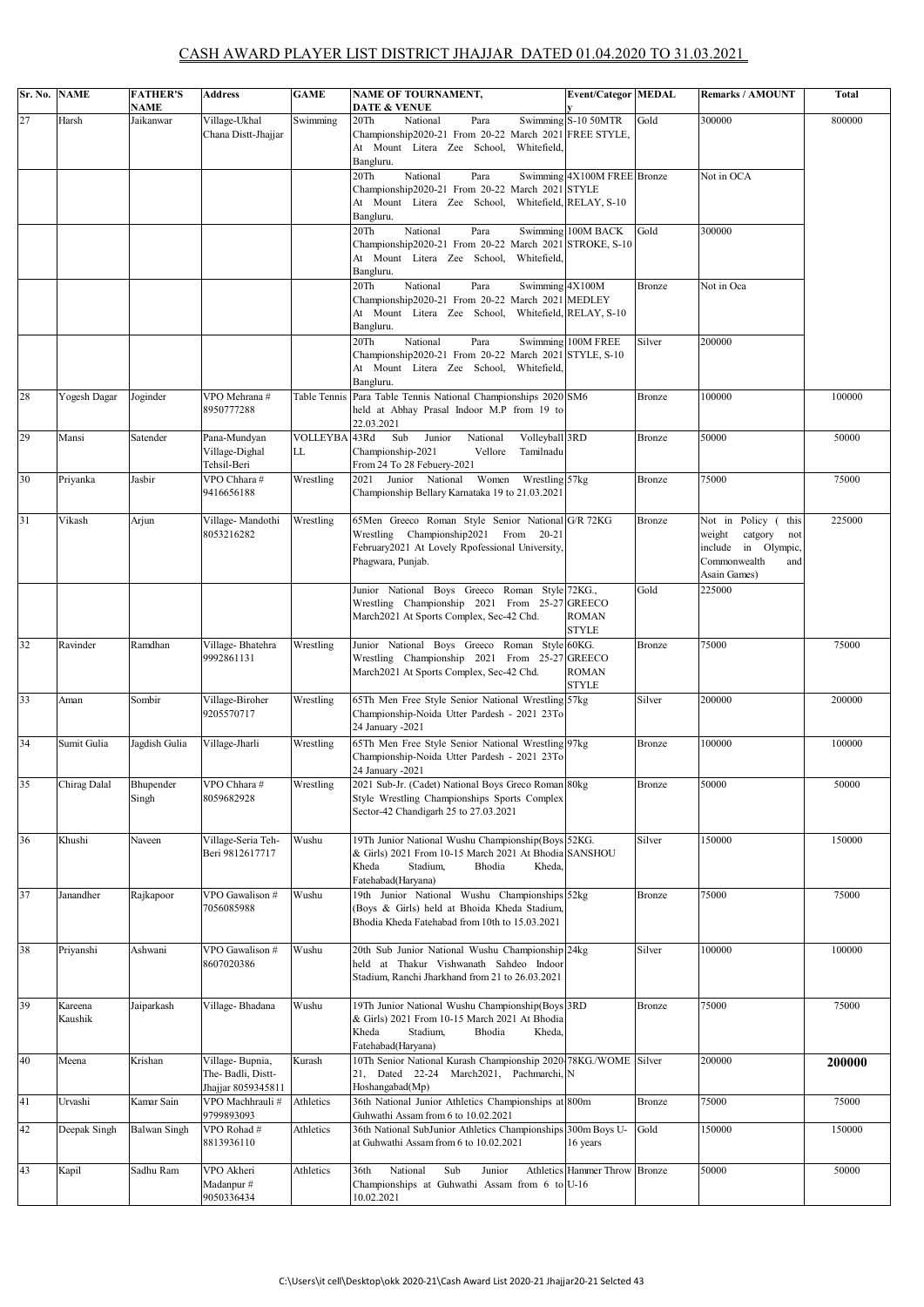# CASH AWARD PLAYER LIST DISTRICT JHAJJAR DATED 01.04.2020 TO 31.03.2021

| Sr. No. | NAME | FATHER'S NAME | Address | GAME | NAME OF TOURNAMENT, DATE & VENUE | Event/Category | MEDAL | Remarks / AMOUNT | Total |
|---|---|---|---|---|---|---|---|---|---|
| 27 | Harsh | Jaikanwar | Village-Ukhal Chana Distt-Jhajjar | Swimming | 20Th National Para Swimming Championship2020-21 From 20-22 March 2021 At Mount Litera Zee School, Whitefield, Bangluru. | S-10 50MTR FREE STYLE, | Gold | 300000 | 800000 |
| | | | | | 20Th National Para Swimming Championship2020-21 From 20-22 March 2021 At Mount Litera Zee School, Whitefield, Bangluru. | 4X100M FREE STYLE RELAY, S-10 | Bronze | Not in OCA | |
| | | | | | 20Th National Para Swimming Championship2020-21 From 20-22 March 2021 At Mount Litera Zee School, Whitefield, Bangluru. | 100M BACK STROKE, S-10 | Gold | 300000 | |
| | | | | | 20Th National Para Swimming Championship2020-21 From 20-22 March 2021 At Mount Litera Zee School, Whitefield, Bangluru. | 4X100M MEDLEY RELAY, S-10 | Bronze | Not in Oca | |
| | | | | | 20Th National Para Swimming Championship2020-21 From 20-22 March 2021 At Mount Litera Zee School, Whitefield, Bangluru. | 100M FREE STYLE, S-10 | Silver | 200000 | |
| 28 | Yogesh Dagar | Joginder | VPO Mehrana # 8950777288 | Table Tennis | Para Table Tennis National Championships 2020 held at Abhay Prasal Indoor M.P from 19 to 22.03.2021 | SM6 | Bronze | 100000 | 100000 |
| 29 | Mansi | Satender | Pana-Mundyan Village-Dighal Tehsil-Beri | VOLLEYBALL | 43Rd Sub Junior National Volleyball Championship-2021 Vellore Tamilnadu From 24 To 28 Febuery-2021 | 3RD | Bronze | 50000 | 50000 |
| 30 | Priyanka | Jasbir | VPO Chhara # 9416656188 | Wrestling | 2021 Junior National Women Wrestling Championship Bellary Karnataka 19 to 21.03.2021 | 57kg | Bronze | 75000 | 75000 |
| 31 | Vikash | Arjun | Village- Mandothi 8053216282 | Wrestling | 65Men Greeco Roman Style Senior National Wrestling Championship2021 From 20-21 February2021 At Lovely Rpofessional University, Phagwara, Punjab. | G/R 72KG | Bronze | Not in Policy ( this weight catgory not include in Olympic, Commonwealth and Asain Games) | 225000 |
| | | | | | Junior National Boys Greeco Roman Style Wrestling Championship 2021 From 25-27 March2021 At Sports Complex, Sec-42 Chd. | 72KG., GREECO ROMAN STYLE | Gold | 225000 | |
| 32 | Ravinder | Ramdhan | Village- Bhatehra 9992861131 | Wrestling | Junior National Boys Greeco Roman Style Wrestling Championship 2021 From 25-27 March2021 At Sports Complex, Sec-42 Chd. | 60KG. GREECO ROMAN STYLE | Bronze | 75000 | 75000 |
| 33 | Aman | Sombir | Village-Biroher 9205570717 | Wrestling | 65Th Men Free Style Senior National Wrestling Championship-Noida Utter Pardesh - 2021 23To 24 January -2021 | 57kg | Silver | 200000 | 200000 |
| 34 | Sumit Gulia | Jagdish Gulia | Village-Jharli | Wrestling | 65Th Men Free Style Senior National Wrestling Championship-Noida Utter Pardesh - 2021 23To 24 January -2021 | 97kg | Bronze | 100000 | 100000 |
| 35 | Chirag Dalal | Bhupender Singh | VPO Chhara # 8059682928 | Wrestling | 2021 Sub-Jr. (Cadet) National Boys Greco Roman Style Wrestling Championships Sports Complex Sector-42 Chandigarh 25 to 27.03.2021 | 80kg | Bronze | 50000 | 50000 |
| 36 | Khushi | Naveen | Village-Seria Teh-Beri 9812617717 | Wushu | 19Th Junior National Wushu Championship(Boys & Girls) 2021 From 10-15 March 2021 At Bhodia Kheda Stadium, Bhodia Kheda, Fatehabad(Haryana) | 52KG. SANSHOU | Silver | 150000 | 150000 |
| 37 | Janandher | Rajkapoor | VPO Gawalison # 7056085988 | Wushu | 19th Junior National Wushu Championships (Boys & Girls) held at Bhoida Kheda Stadium, Bhodia Kheda Fatehabad from 10th to 15.03.2021 | 52kg | Bronze | 75000 | 75000 |
| 38 | Priyanshi | Ashwani | VPO Gawalison # 8607020386 | Wushu | 20th Sub Junior National Wushu Championship held at Thakur Vishwanath Sahdeo Indoor Stadium, Ranchi Jharkhand from 21 to 26.03.2021 | 24kg | Silver | 100000 | 100000 |
| 39 | Kareena Kaushik | Jaiparkash | Village- Bhadana | Wushu | 19Th Junior National Wushu Championship(Boys & Girls) 2021 From 10-15 March 2021 At Bhodia Kheda Stadium, Bhodia Kheda, Fatehabad(Haryana) | 3RD | Bronze | 75000 | 75000 |
| 40 | Meena | Krishan | Village- Bupnia, The- Badli, Distt-Jhajjar 8059345811 | Kurash | 10Th Senior National Kurash Championship 2020-21, Dated 22-24 March2021, Pachmarchi, Hoshangabad(Mp) | 78KG./WOMEN | Silver | 200000 | **200000** |
| 41 | Urvashi | Kamar Sain | VPO Machhrauli # 9799893093 | Athletics | 36th National Junior Athletics Championships at Guhwathi Assam from 6 to 10.02.2021 | 800m | Bronze | 75000 | 75000 |
| 42 | Deepak Singh | Balwan Singh | VPO Rohad # 8813936110 | Athletics | 36th National SubJunior Athletics Championships at Guhwathi Assam from 6 to 10.02.2021 | 300m Boys U-16 years | Gold | 150000 | 150000 |
| 43 | Kapil | Sadhu Ram | VPO Akheri Madanpur # 9050336434 | Athletics | 36th National Sub Junior Athletics Championships at Guhwathi Assam from 6 to 10.02.2021 | Hammer Throw U-16 | Bronze | 50000 | 50000 |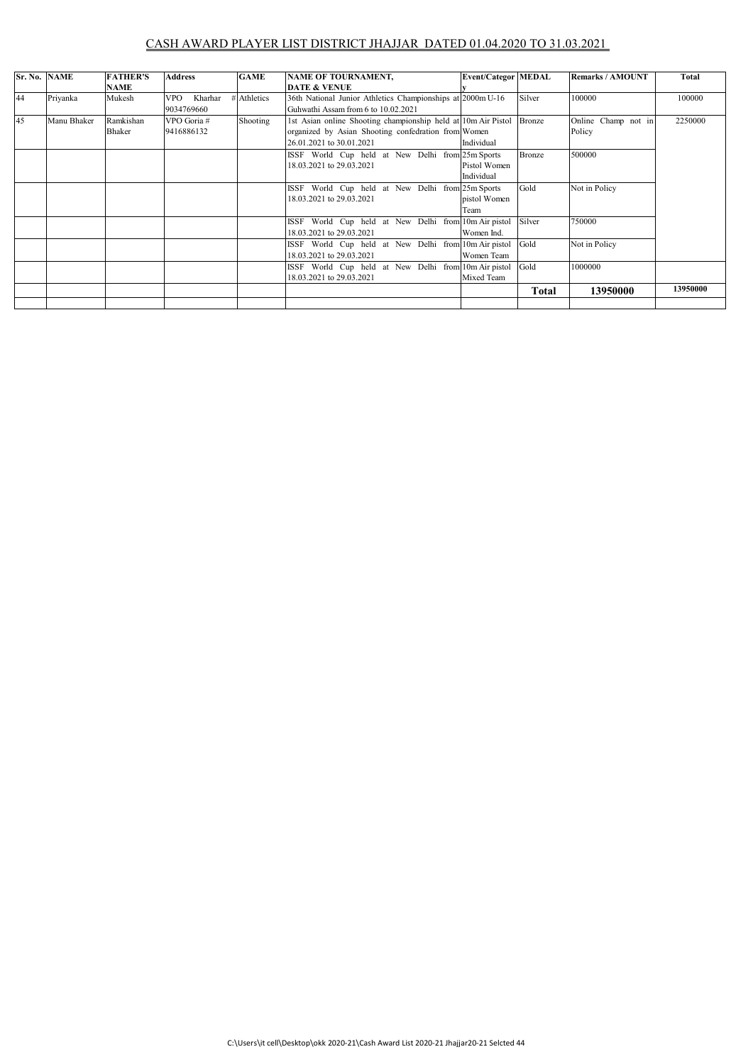## CASH AWARD PLAYER LIST DISTRICT JHAJJAR DATED 01.04.2020 TO 31.03.2021

| Sr. No. | NAME | FATHER'S NAME | Address | GAME | NAME OF TOURNAMENT, DATE & VENUE | Event/Category | MEDAL | Remarks / AMOUNT | Total |
|---|---|---|---|---|---|---|---|---|---|
| 44 | Priyanka | Mukesh | VPO Kharhar # 9034769660 | Athletics | 36th National Junior Athletics Championships at Guhwathi Assam from 6 to 10.02.2021 | 2000m U-16 | Silver | 100000 | 100000 |
| 45 | Manu Bhaker | Ramkishan Bhaker | VPO Goria # 9416886132 | Shooting | 1st Asian online Shooting championship held at organized by Asian Shooting confedration from 26.01.2021 to 30.01.2021 | 10m Air Pistol Women Individual | Bronze | Online Champ not in Policy | 2250000 |
| | | | | | ISSF World Cup held at New Delhi from 18.03.2021 to 29.03.2021 | 25m Sports Pistol Women Individual | Bronze | 500000 | |
| | | | | | ISSF World Cup held at New Delhi from 18.03.2021 to 29.03.2021 | 25m Sports pistol Women Team | Gold | Not in Policy | |
| | | | | | ISSF World Cup held at New Delhi from 18.03.2021 to 29.03.2021 | 10m Air pistol Women Ind. | Silver | 750000 | |
| | | | | | ISSF World Cup held at New Delhi from 18.03.2021 to 29.03.2021 | 10m Air pistol Women Team | Gold | Not in Policy | |
| | | | | | ISSF World Cup held at New Delhi from 18.03.2021 to 29.03.2021 | 10m Air pistol Mixed Team | Gold | 1000000 | |
| | | | | | | | **Total** | **13950000** | **13950000** |
| | | | | | | | | | |